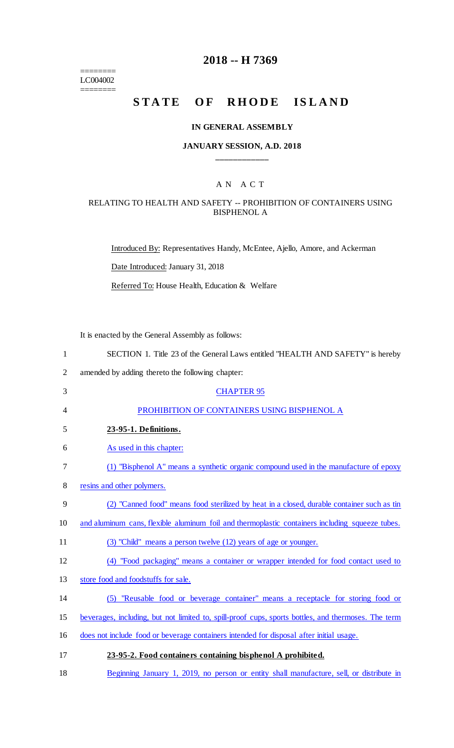========
LC004002
========

# 2018 -- H 7369

# STATE OF RHODE ISLAND

## IN GENERAL ASSEMBLY

### JANUARY SESSION, A.D. 2018

---

## A N A C T

### RELATING TO HEALTH AND SAFETY -- PROHIBITION OF CONTAINERS USING BISPHENOL A

Introduced By: Representatives Handy, McEntee, Ajello, Amore, and Ackerman

Date Introduced: January 31, 2018

Referred To: House Health, Education & Welfare

It is enacted by the General Assembly as follows:

SECTION 1. Title 23 of the General Laws entitled "HEALTH AND SAFETY" is hereby amended by adding thereto the following chapter:

CHAPTER 95

PROHIBITION OF CONTAINERS USING BISPHENOL A

**23-95-1. Definitions.**

As used in this chapter:

(1) "Bisphenol A" means a synthetic organic compound used in the manufacture of epoxy resins and other polymers.

(2) "Canned food" means food sterilized by heat in a closed, durable container such as tin and aluminum cans, flexible aluminum foil and thermoplastic containers including squeeze tubes.

(3) "Child" means a person twelve (12) years of age or younger.

(4) "Food packaging" means a container or wrapper intended for food contact used to store food and foodstuffs for sale.

(5) "Reusable food or beverage container" means a receptacle for storing food or beverages, including, but not limited to, spill-proof cups, sports bottles, and thermoses. The term does not include food or beverage containers intended for disposal after initial usage.

**23-95-2. Food containers containing bisphenol A prohibited.**

Beginning January 1, 2019, no person or entity shall manufacture, sell, or distribute in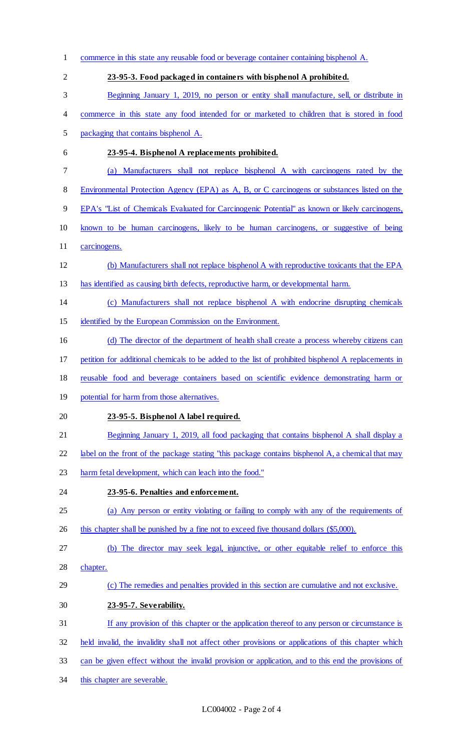commerce in this state any reusable food or beverage container containing bisphenol A.

**23-95-3. Food packaged in containers with bisphenol A prohibited.**

Beginning January 1, 2019, no person or entity shall manufacture, sell, or distribute in commerce in this state any food intended for or marketed to children that is stored in food packaging that contains bisphenol A.

**23-95-4. Bisphenol A replacements prohibited.**

(a) Manufacturers shall not replace bisphenol A with carcinogens rated by the Environmental Protection Agency (EPA) as A, B, or C carcinogens or substances listed on the EPA's "List of Chemicals Evaluated for Carcinogenic Potential" as known or likely carcinogens, known to be human carcinogens, likely to be human carcinogens, or suggestive of being carcinogens.

(b) Manufacturers shall not replace bisphenol A with reproductive toxicants that the EPA has identified as causing birth defects, reproductive harm, or developmental harm.

(c) Manufacturers shall not replace bisphenol A with endocrine disrupting chemicals identified by the European Commission on the Environment.

(d) The director of the department of health shall create a process whereby citizens can petition for additional chemicals to be added to the list of prohibited bisphenol A replacements in reusable food and beverage containers based on scientific evidence demonstrating harm or potential for harm from those alternatives.

**23-95-5. Bisphenol A label required.**

Beginning January 1, 2019, all food packaging that contains bisphenol A shall display a label on the front of the package stating "this package contains bisphenol A, a chemical that may harm fetal development, which can leach into the food."

**23-95-6. Penalties and enforcement.**

(a) Any person or entity violating or failing to comply with any of the requirements of this chapter shall be punished by a fine not to exceed five thousand dollars ($5,000).

(b) The director may seek legal, injunctive, or other equitable relief to enforce this chapter.

(c) The remedies and penalties provided in this section are cumulative and not exclusive.

**23-95-7. Severability.**

If any provision of this chapter or the application thereof to any person or circumstance is held invalid, the invalidity shall not affect other provisions or applications of this chapter which can be given effect without the invalid provision or application, and to this end the provisions of this chapter are severable.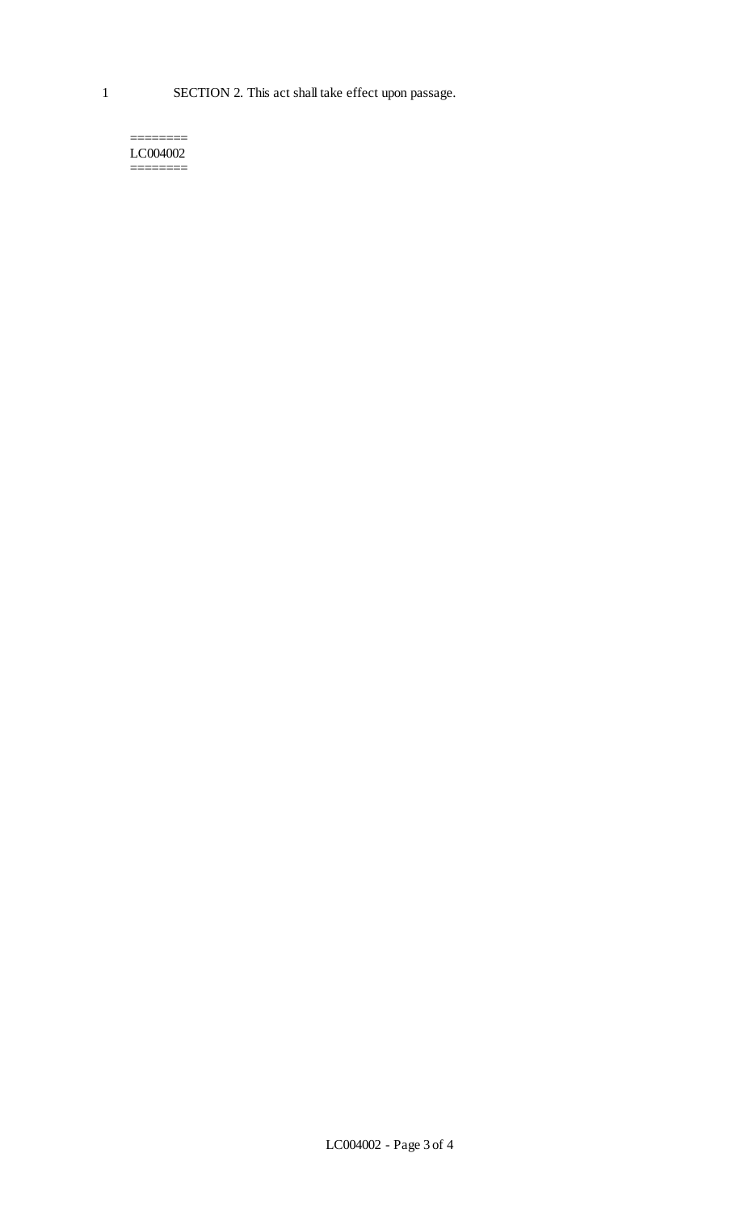1 SECTION 2. This act shall take effect upon passage.

========
LC004002
========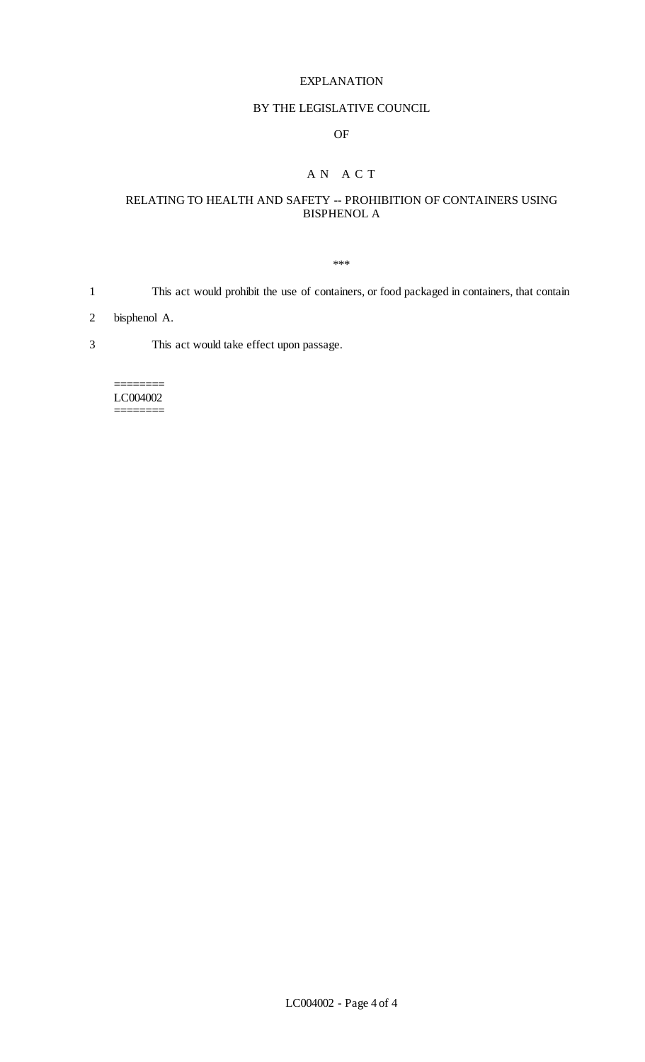EXPLANATION

BY THE LEGISLATIVE COUNCIL

OF

A N A C T

RELATING TO HEALTH AND SAFETY -- PROHIBITION OF CONTAINERS USING BISPHENOL A

\*\*\*

1 This act would prohibit the use of containers, or food packaged in containers, that contain
2 bisphenol A.
3 This act would take effect upon passage.

========
LC004002
========